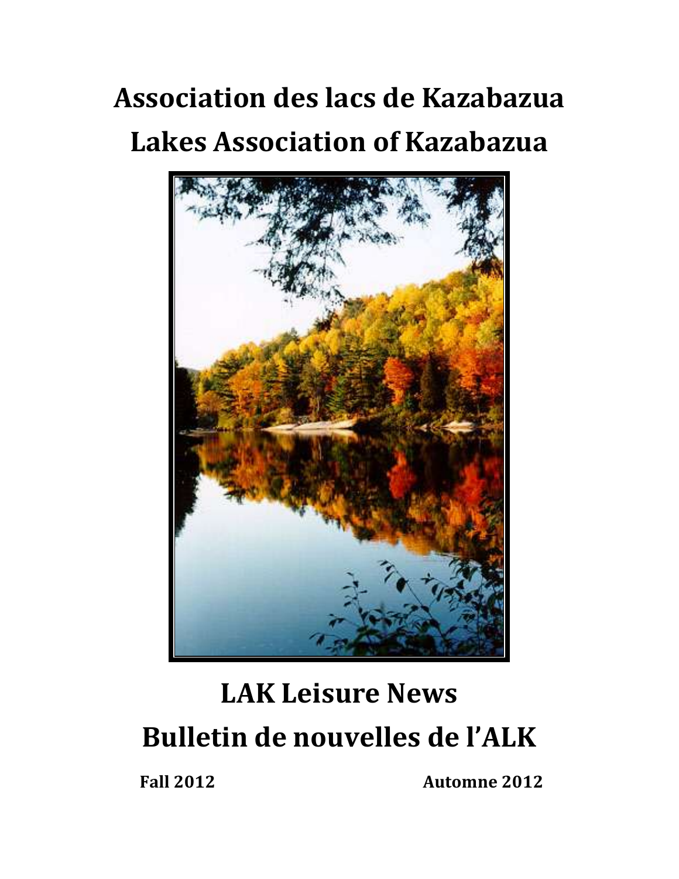# Association des lacs de Kazabazua

# Lakes Association of Kazabazua

# LAK Leisure News

# Bulletin de nouvelles de l'ALK

**Fall 2012** **Automne 2012**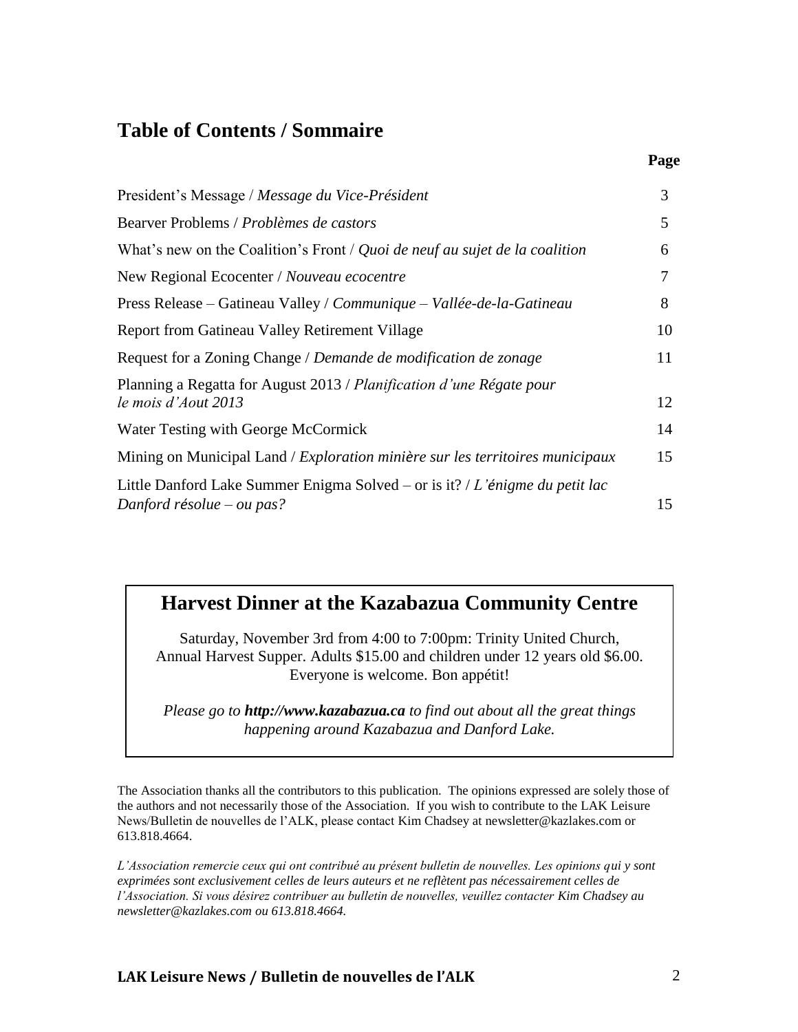## Table of Contents / Sommaire

| | Page |
|---|---|
| President's Message / *Message du Vice-Président* | 3 |
| Bearver Problems / *Problèmes de castors* | 5 |
| What's new on the Coalition's Front / *Quoi de neuf au sujet de la coalition* | 6 |
| New Regional Ecocenter / *Nouveau ecocentre* | 7 |
| Press Release – Gatineau Valley / *Communique – Vallée-de-la-Gatineau* | 8 |
| Report from Gatineau Valley Retirement Village | 10 |
| Request for a Zoning Change / *Demande de modification de zonage* | 11 |
| Planning a Regatta for August 2013 / *Planification d'une Régate pour le mois d'Aout 2013* | 12 |
| Water Testing with George McCormick | 14 |
| Mining on Municipal Land / *Exploration minière sur les territoires municipaux* | 15 |
| Little Danford Lake Summer Enigma Solved – or is it? / *L'énigme du petit lac Danford résolue – ou pas?* | 15 |

## Harvest Dinner at the Kazabazua Community Centre

Saturday, November 3rd from 4:00 to 7:00pm: Trinity United Church, Annual Harvest Supper. Adults $15.00 and children under 12 years old $6.00. Everyone is welcome. Bon appétit!

*Please go to **http://www.kazabazua.ca** to find out about all the great things happening around Kazabazua and Danford Lake.*

The Association thanks all the contributors to this publication. The opinions expressed are solely those of the authors and not necessarily those of the Association. If you wish to contribute to the LAK Leisure News/Bulletin de nouvelles de l'ALK, please contact Kim Chadsey at newsletter@kazlakes.com or 613.818.4664.

*L'Association remercie ceux qui ont contribué au présent bulletin de nouvelles. Les opinions qui y sont exprimées sont exclusivement celles de leurs auteurs et ne reflètent pas nécessairement celles de l'Association. Si vous désirez contribuer au bulletin de nouvelles, veuillez contacter Kim Chadsey au newsletter@kazlakes.com ou 613.818.4664.*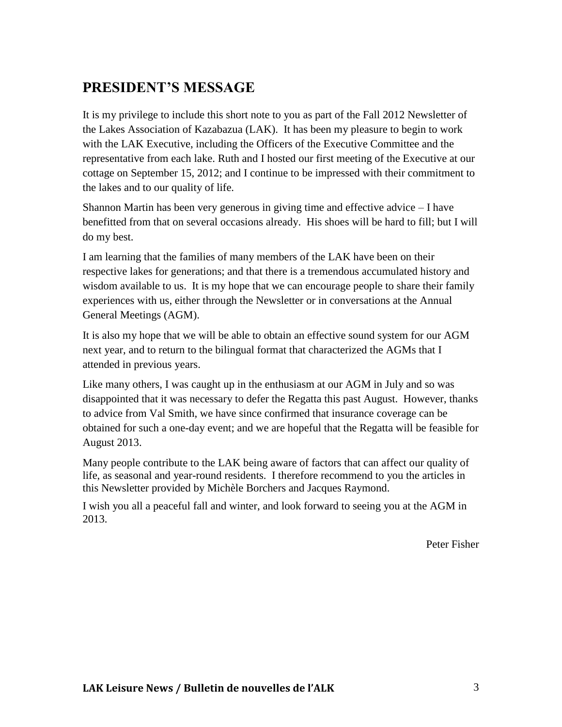## PRESIDENT'S MESSAGE

It is my privilege to include this short note to you as part of the Fall 2012 Newsletter of the Lakes Association of Kazabazua (LAK). It has been my pleasure to begin to work with the LAK Executive, including the Officers of the Executive Committee and the representative from each lake. Ruth and I hosted our first meeting of the Executive at our cottage on September 15, 2012; and I continue to be impressed with their commitment to the lakes and to our quality of life.

Shannon Martin has been very generous in giving time and effective advice – I have benefitted from that on several occasions already. His shoes will be hard to fill; but I will do my best.

I am learning that the families of many members of the LAK have been on their respective lakes for generations; and that there is a tremendous accumulated history and wisdom available to us. It is my hope that we can encourage people to share their family experiences with us, either through the Newsletter or in conversations at the Annual General Meetings (AGM).

It is also my hope that we will be able to obtain an effective sound system for our AGM next year, and to return to the bilingual format that characterized the AGMs that I attended in previous years.

Like many others, I was caught up in the enthusiasm at our AGM in July and so was disappointed that it was necessary to defer the Regatta this past August. However, thanks to advice from Val Smith, we have since confirmed that insurance coverage can be obtained for such a one-day event; and we are hopeful that the Regatta will be feasible for August 2013.

Many people contribute to the LAK being aware of factors that can affect our quality of life, as seasonal and year-round residents. I therefore recommend to you the articles in this Newsletter provided by Michèle Borchers and Jacques Raymond.

I wish you all a peaceful fall and winter, and look forward to seeing you at the AGM in 2013.

Peter Fisher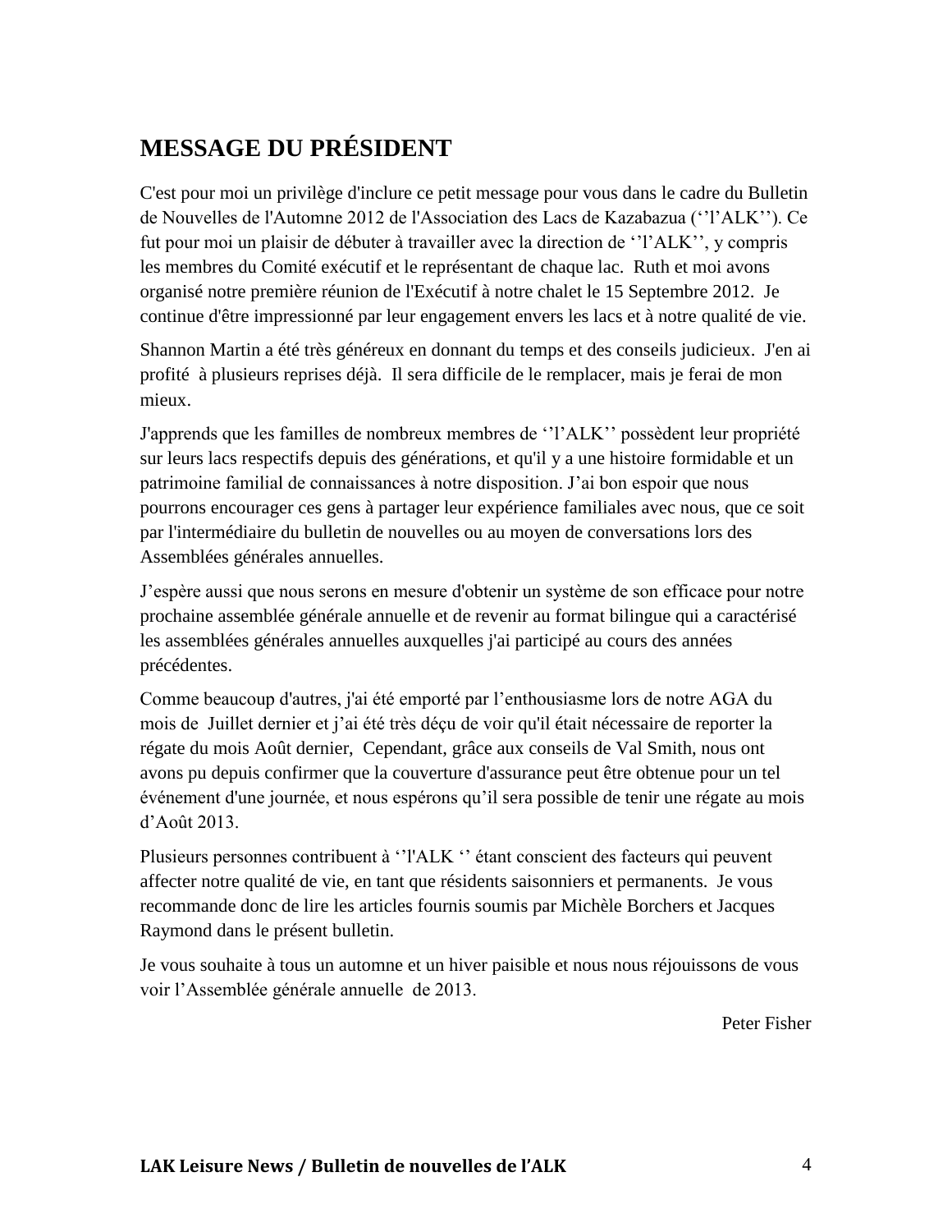# MESSAGE DU PRÉSIDENT

C'est pour moi un privilège d'inclure ce petit message pour vous dans le cadre du Bulletin de Nouvelles de l'Automne 2012 de l'Association des Lacs de Kazabazua (‘’l’ALK’’). Ce fut pour moi un plaisir de débuter à travailler avec la direction de ‘’l’ALK’’, y compris les membres du Comité exécutif et le représentant de chaque lac. Ruth et moi avons organisé notre première réunion de l'Exécutif à notre chalet le 15 Septembre 2012. Je continue d'être impressionné par leur engagement envers les lacs et à notre qualité de vie.

Shannon Martin a été très généreux en donnant du temps et des conseils judicieux. J'en ai profité à plusieurs reprises déjà. Il sera difficile de le remplacer, mais je ferai de mon mieux.

J'apprends que les familles de nombreux membres de ‘’l’ALK’’ possèdent leur propriété sur leurs lacs respectifs depuis des générations, et qu'il y a une histoire formidable et un patrimoine familial de connaissances à notre disposition. J’ai bon espoir que nous pourrons encourager ces gens à partager leur expérience familiales avec nous, que ce soit par l'intermédiaire du bulletin de nouvelles ou au moyen de conversations lors des Assemblées générales annuelles.

J’espère aussi que nous serons en mesure d'obtenir un système de son efficace pour notre prochaine assemblée générale annuelle et de revenir au format bilingue qui a caractérisé les assemblées générales annuelles auxquelles j'ai participé au cours des années précédentes.

Comme beaucoup d'autres, j'ai été emporté par l’enthousiasme lors de notre AGA du mois de Juillet dernier et j’ai été très déçu de voir qu'il était nécessaire de reporter la régate du mois Août dernier, Cependant, grâce aux conseils de Val Smith, nous ont avons pu depuis confirmer que la couverture d'assurance peut être obtenue pour un tel événement d'une journée, et nous espérons qu’il sera possible de tenir une régate au mois d’Août 2013.

Plusieurs personnes contribuent à ‘’l'ALK ‘’ étant conscient des facteurs qui peuvent affecter notre qualité de vie, en tant que résidents saisonniers et permanents. Je vous recommande donc de lire les articles fournis soumis par Michèle Borchers et Jacques Raymond dans le présent bulletin.

Je vous souhaite à tous un automne et un hiver paisible et nous nous réjouissons de vous voir l’Assemblée générale annuelle de 2013.

Peter Fisher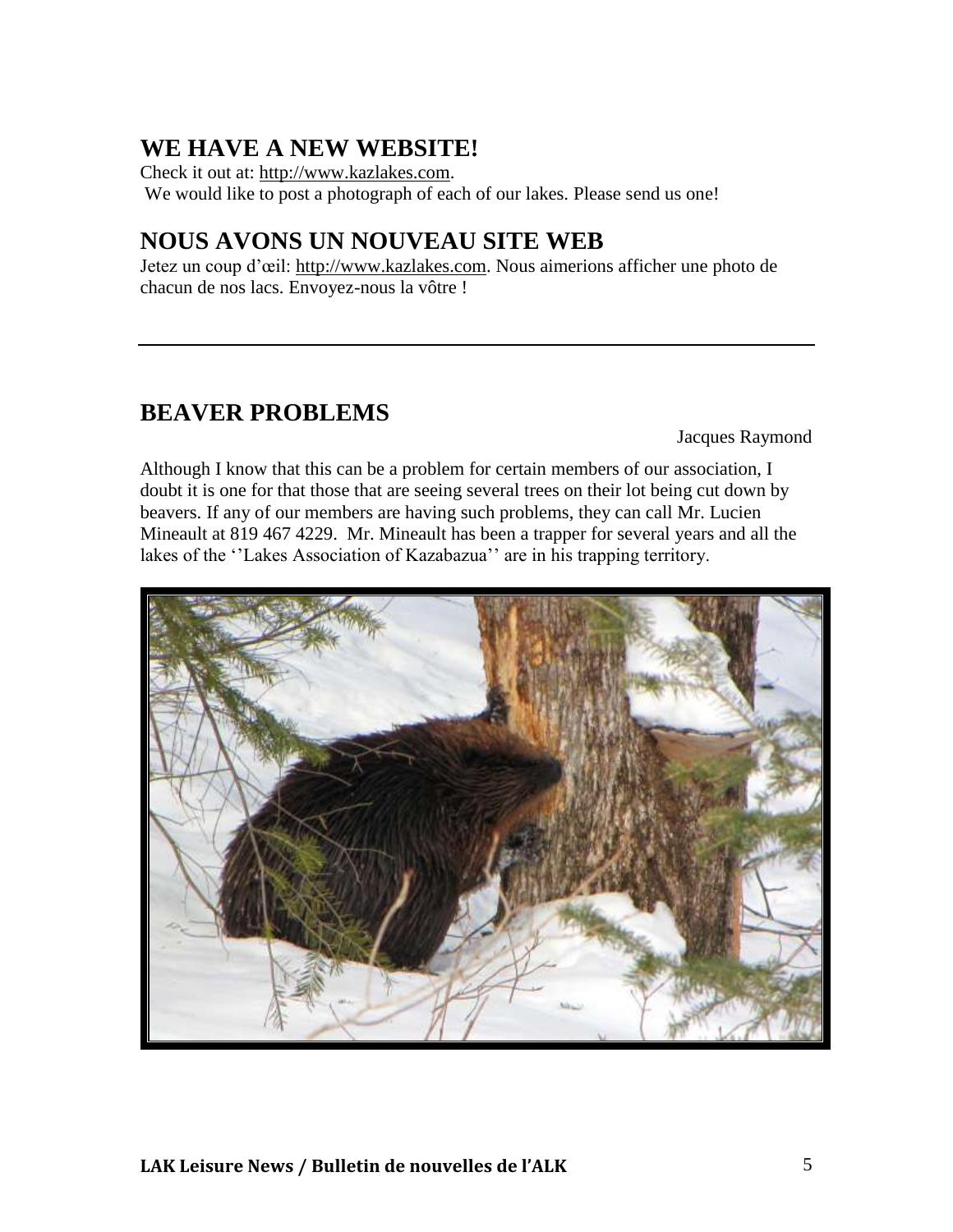## WE HAVE A NEW WEBSITE!

Check it out at: http://www.kazlakes.com.
We would like to post a photograph of each of our lakes. Please send us one!

## NOUS AVONS UN NOUVEAU SITE WEB

Jetez un coup d'œil: http://www.kazlakes.com. Nous aimerions afficher une photo de chacun de nos lacs. Envoyez-nous la vôtre !

---

## BEAVER PROBLEMS

Jacques Raymond

Although I know that this can be a problem for certain members of our association, I doubt it is one for that those that are seeing several trees on their lot being cut down by beavers. If any of our members are having such problems, they can call Mr. Lucien Mineault at 819 467 4229. Mr. Mineault has been a trapper for several years and all the lakes of the ''Lakes Association of Kazabazua'' are in his trapping territory.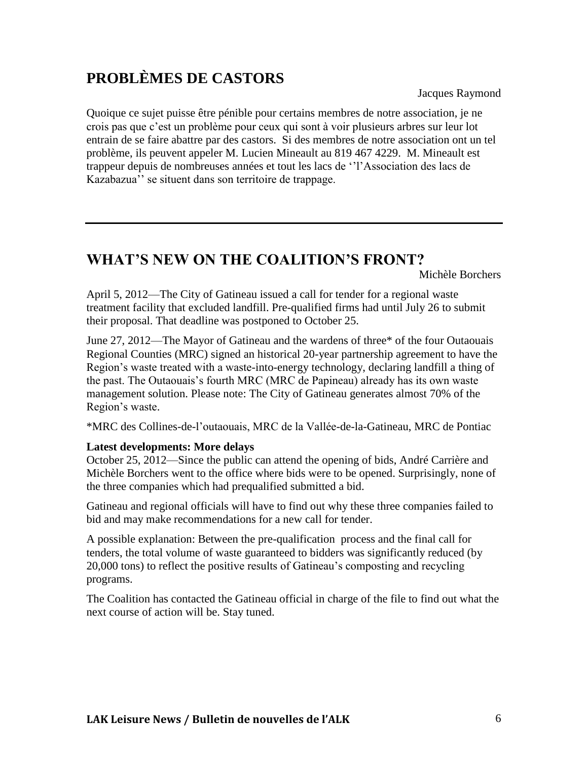## PROBLÈMES DE CASTORS

Jacques Raymond

Quoique ce sujet puisse être pénible pour certains membres de notre association, je ne crois pas que c'est un problème pour ceux qui sont à voir plusieurs arbres sur leur lot entrain de se faire abattre par des castors. Si des membres de notre association ont un tel problème, ils peuvent appeler M. Lucien Mineault au 819 467 4229. M. Mineault est trappeur depuis de nombreuses années et tout les lacs de ''l'Association des lacs de Kazabazua'' se situent dans son territoire de trappage.

---

## WHAT'S NEW ON THE COALITION'S FRONT?

Michèle Borchers

April 5, 2012—The City of Gatineau issued a call for tender for a regional waste treatment facility that excluded landfill. Pre-qualified firms had until July 26 to submit their proposal. That deadline was postponed to October 25.

June 27, 2012—The Mayor of Gatineau and the wardens of three* of the four Outaouais Regional Counties (MRC) signed an historical 20-year partnership agreement to have the Region's waste treated with a waste-into-energy technology, declaring landfill a thing of the past. The Outaouais's fourth MRC (MRC de Papineau) already has its own waste management solution. Please note: The City of Gatineau generates almost 70% of the Region's waste.

*MRC des Collines-de-l'outaouais, MRC de la Vallée-de-la-Gatineau, MRC de Pontiac

**Latest developments: More delays**

October 25, 2012—Since the public can attend the opening of bids, André Carrière and Michèle Borchers went to the office where bids were to be opened. Surprisingly, none of the three companies which had prequalified submitted a bid.

Gatineau and regional officials will have to find out why these three companies failed to bid and may make recommendations for a new call for tender.

A possible explanation: Between the pre-qualification process and the final call for tenders, the total volume of waste guaranteed to bidders was significantly reduced (by 20,000 tons) to reflect the positive results of Gatineau's composting and recycling programs.

The Coalition has contacted the Gatineau official in charge of the file to find out what the next course of action will be. Stay tuned.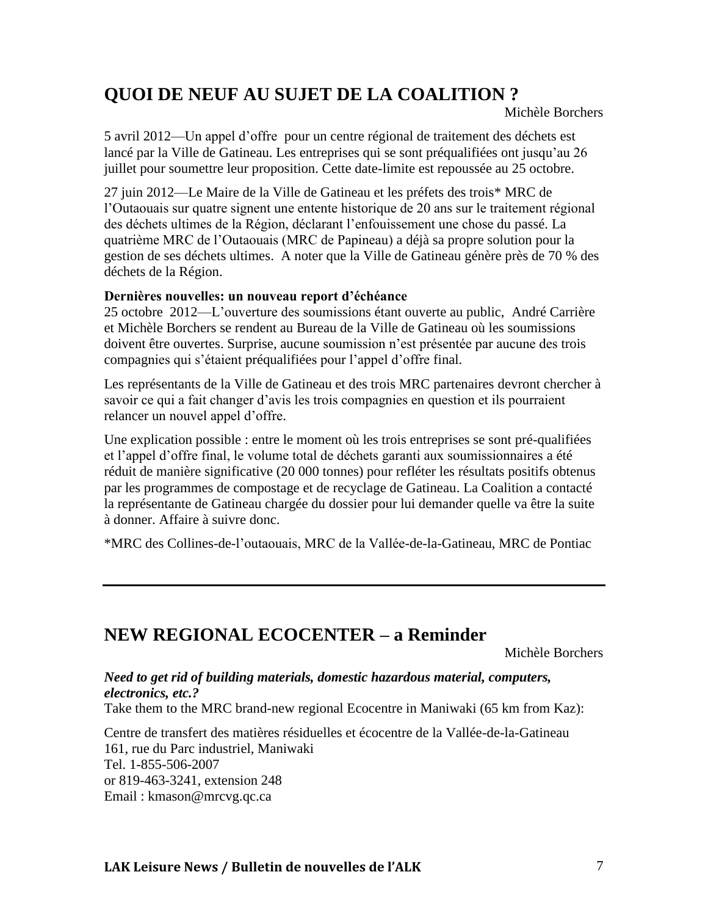## QUOI DE NEUF AU SUJET DE LA COALITION ?

Michèle Borchers

5 avril 2012—Un appel d'offre pour un centre régional de traitement des déchets est lancé par la Ville de Gatineau. Les entreprises qui se sont préqualifiées ont jusqu'au 26 juillet pour soumettre leur proposition. Cette date-limite est repoussée au 25 octobre.

27 juin 2012—Le Maire de la Ville de Gatineau et les préfets des trois* MRC de l'Outaouais sur quatre signent une entente historique de 20 ans sur le traitement régional des déchets ultimes de la Région, déclarant l'enfouissement une chose du passé. La quatrième MRC de l'Outaouais (MRC de Papineau) a déjà sa propre solution pour la gestion de ses déchets ultimes. A noter que la Ville de Gatineau génère près de 70 % des déchets de la Région.

**Dernières nouvelles: un nouveau report d'échéance**
25 octobre 2012—L'ouverture des soumissions étant ouverte au public, André Carrière et Michèle Borchers se rendent au Bureau de la Ville de Gatineau où les soumissions doivent être ouvertes. Surprise, aucune soumission n'est présentée par aucune des trois compagnies qui s'étaient préqualifiées pour l'appel d'offre final.

Les représentants de la Ville de Gatineau et des trois MRC partenaires devront chercher à savoir ce qui a fait changer d'avis les trois compagnies en question et ils pourraient relancer un nouvel appel d'offre.

Une explication possible : entre le moment où les trois entreprises se sont pré-qualifiées et l'appel d'offre final, le volume total de déchets garanti aux soumissionnaires a été réduit de manière significative (20 000 tonnes) pour refléter les résultats positifs obtenus par les programmes de compostage et de recyclage de Gatineau. La Coalition a contacté la représentante de Gatineau chargée du dossier pour lui demander quelle va être la suite à donner. Affaire à suivre donc.

*MRC des Collines-de-l'outaouais, MRC de la Vallée-de-la-Gatineau, MRC de Pontiac

---

## NEW REGIONAL ECOCENTER – a Reminder

Michèle Borchers

***Need to get rid of building materials, domestic hazardous material, computers, electronics, etc.?***
Take them to the MRC brand-new regional Ecocentre in Maniwaki (65 km from Kaz):

Centre de transfert des matières résiduelles et écocentre de la Vallée-de-la-Gatineau
161, rue du Parc industriel, Maniwaki
Tel. 1-855-506-2007
or 819-463-3241, extension 248
Email : kmason@mrcvg.qc.ca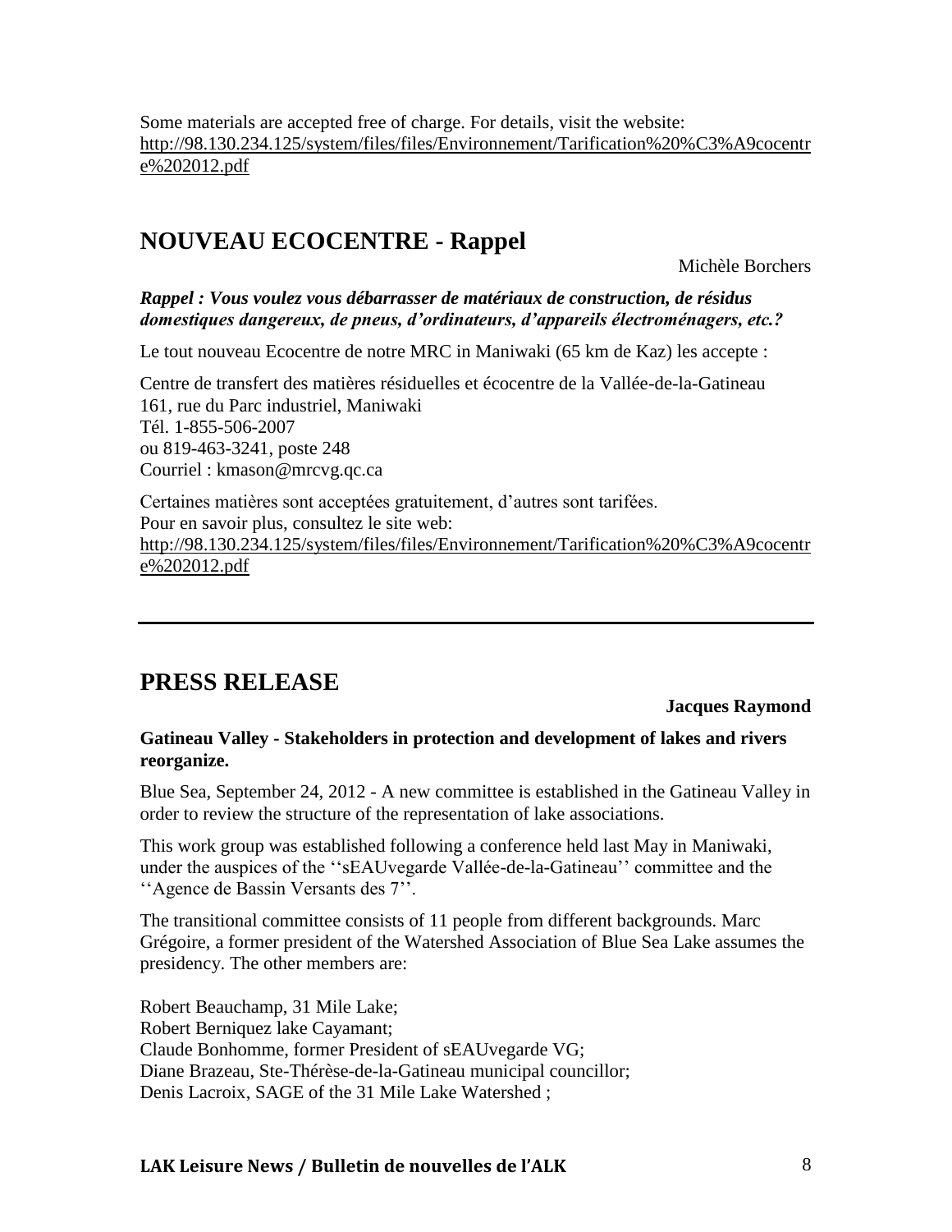Some materials are accepted free of charge. For details, visit the website: http://98.130.234.125/system/files/files/Environnement/Tarification%20%C3%A9cocentre%202012.pdf

## NOUVEAU ECOCENTRE - Rappel

Michèle Borchers

***Rappel : Vous voulez vous débarrasser de matériaux de construction, de résidus domestiques dangereux, de pneus, d'ordinateurs, d'appareils électroménagers, etc.?***

Le tout nouveau Ecocentre de notre MRC in Maniwaki (65 km de Kaz) les accepte :

Centre de transfert des matières résiduelles et écocentre de la Vallée-de-la-Gatineau
161, rue du Parc industriel, Maniwaki
Tél. 1-855-506-2007
ou 819-463-3241, poste 248
Courriel : kmason@mrcvg.qc.ca

Certaines matières sont acceptées gratuitement, d'autres sont tarifées.
Pour en savoir plus, consultez le site web:
http://98.130.234.125/system/files/files/Environnement/Tarification%20%C3%A9cocentre%202012.pdf

---

## PRESS RELEASE

**Jacques Raymond**

**Gatineau Valley - Stakeholders in protection and development of lakes and rivers reorganize.**

Blue Sea, September 24, 2012 - A new committee is established in the Gatineau Valley in order to review the structure of the representation of lake associations.

This work group was established following a conference held last May in Maniwaki, under the auspices of the ''sEAUvegarde Vallée-de-la-Gatineau'' committee and the ''Agence de Bassin Versants des 7''.

The transitional committee consists of 11 people from different backgrounds. Marc Grégoire, a former president of the Watershed Association of Blue Sea Lake assumes the presidency. The other members are:

Robert Beauchamp, 31 Mile Lake;
Robert Berniquez lake Cayamant;
Claude Bonhomme, former President of sEAUvegarde VG;
Diane Brazeau, Ste-Thérèse-de-la-Gatineau municipal councillor;
Denis Lacroix, SAGE of the 31 Mile Lake Watershed ;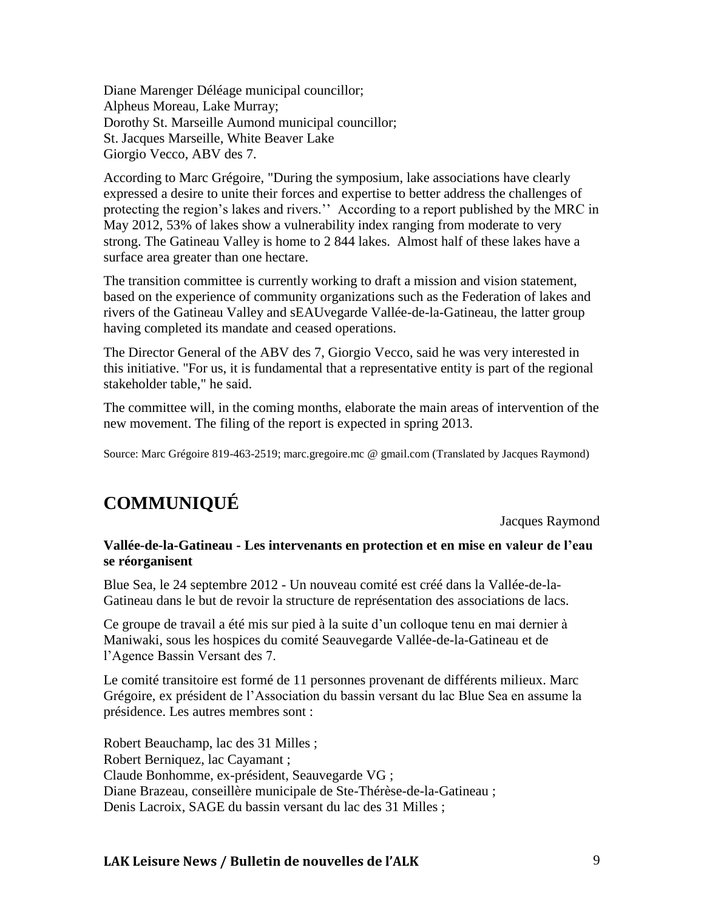Diane Marenger Déléage municipal councillor;
Alpheus Moreau, Lake Murray;
Dorothy St. Marseille Aumond municipal councillor;
St. Jacques Marseille, White Beaver Lake
Giorgio Vecco, ABV des 7.

According to Marc Grégoire, "During the symposium, lake associations have clearly expressed a desire to unite their forces and expertise to better address the challenges of protecting the region's lakes and rivers.'' According to a report published by the MRC in May 2012, 53% of lakes show a vulnerability index ranging from moderate to very strong. The Gatineau Valley is home to 2 844 lakes. Almost half of these lakes have a surface area greater than one hectare.

The transition committee is currently working to draft a mission and vision statement, based on the experience of community organizations such as the Federation of lakes and rivers of the Gatineau Valley and sEAUvegarde Vallée-de-la-Gatineau, the latter group having completed its mandate and ceased operations.

The Director General of the ABV des 7, Giorgio Vecco, said he was very interested in this initiative. "For us, it is fundamental that a representative entity is part of the regional stakeholder table," he said.

The committee will, in the coming months, elaborate the main areas of intervention of the new movement. The filing of the report is expected in spring 2013.

Source: Marc Grégoire 819-463-2519; marc.gregoire.mc @ gmail.com (Translated by Jacques Raymond)

# COMMUNIQUÉ

Jacques Raymond

**Vallée-de-la-Gatineau - Les intervenants en protection et en mise en valeur de l'eau se réorganisent**

Blue Sea, le 24 septembre 2012 - Un nouveau comité est créé dans la Vallée-de-la-Gatineau dans le but de revoir la structure de représentation des associations de lacs.

Ce groupe de travail a été mis sur pied à la suite d'un colloque tenu en mai dernier à Maniwaki, sous les hospices du comité Seauvegarde Vallée-de-la-Gatineau et de l'Agence Bassin Versant des 7.

Le comité transitoire est formé de 11 personnes provenant de différents milieux. Marc Grégoire, ex président de l'Association du bassin versant du lac Blue Sea en assume la présidence. Les autres membres sont :

Robert Beauchamp, lac des 31 Milles ;
Robert Berniquez, lac Cayamant ;
Claude Bonhomme, ex-président, Seauvegarde VG ;
Diane Brazeau, conseillère municipale de Ste-Thérèse-de-la-Gatineau ;
Denis Lacroix, SAGE du bassin versant du lac des 31 Milles ;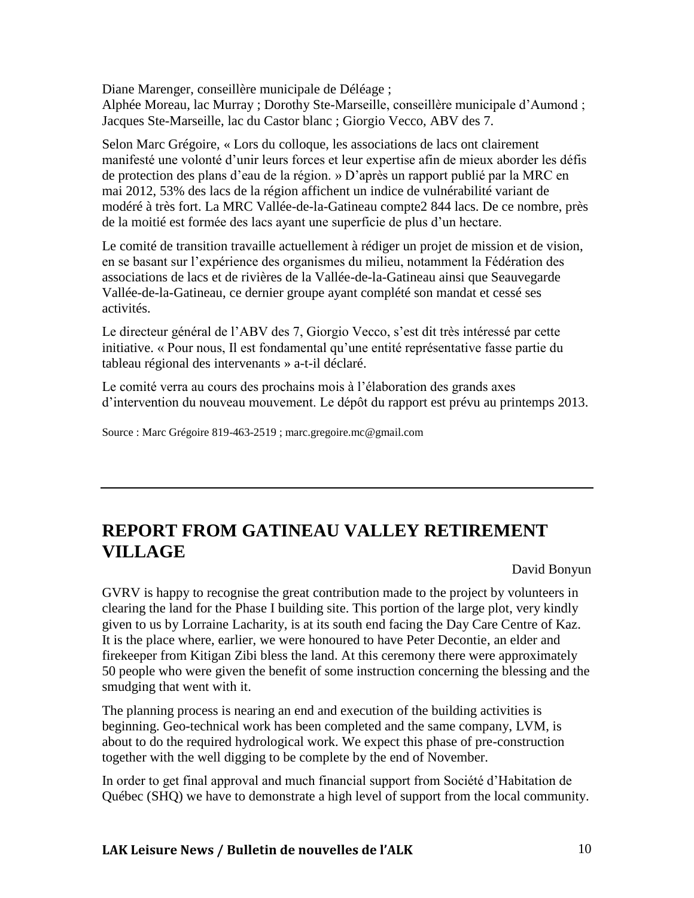Diane Marenger, conseillère municipale de Déléage ;
Alphée Moreau, lac Murray ; Dorothy Ste-Marseille, conseillère municipale d'Aumond ; Jacques Ste-Marseille, lac du Castor blanc ; Giorgio Vecco, ABV des 7.

Selon Marc Grégoire, « Lors du colloque, les associations de lacs ont clairement manifesté une volonté d'unir leurs forces et leur expertise afin de mieux aborder les défis de protection des plans d'eau de la région. » D'après un rapport publié par la MRC en mai 2012, 53% des lacs de la région affichent un indice de vulnérabilité variant de modéré à très fort. La MRC Vallée-de-la-Gatineau compte2 844 lacs. De ce nombre, près de la moitié est formée des lacs ayant une superficie de plus d'un hectare.

Le comité de transition travaille actuellement à rédiger un projet de mission et de vision, en se basant sur l'expérience des organismes du milieu, notamment la Fédération des associations de lacs et de rivières de la Vallée-de-la-Gatineau ainsi que Seauvegarde Vallée-de-la-Gatineau, ce dernier groupe ayant complété son mandat et cessé ses activités.

Le directeur général de l'ABV des 7, Giorgio Vecco, s'est dit très intéressé par cette initiative. « Pour nous, Il est fondamental qu'une entité représentative fasse partie du tableau régional des intervenants » a-t-il déclaré.

Le comité verra au cours des prochains mois à l'élaboration des grands axes d'intervention du nouveau mouvement. Le dépôt du rapport est prévu au printemps 2013.

Source : Marc Grégoire 819-463-2519 ; marc.gregoire.mc@gmail.com

---

## REPORT FROM GATINEAU VALLEY RETIREMENT VILLAGE

David Bonyun

GVRV is happy to recognise the great contribution made to the project by volunteers in clearing the land for the Phase I building site. This portion of the large plot, very kindly given to us by Lorraine Lacharity, is at its south end facing the Day Care Centre of Kaz. It is the place where, earlier, we were honoured to have Peter Decontie, an elder and firekeeper from Kitigan Zibi bless the land. At this ceremony there were approximately 50 people who were given the benefit of some instruction concerning the blessing and the smudging that went with it.

The planning process is nearing an end and execution of the building activities is beginning. Geo-technical work has been completed and the same company, LVM, is about to do the required hydrological work. We expect this phase of pre-construction together with the well digging to be complete by the end of November.

In order to get final approval and much financial support from Société d'Habitation de Québec (SHQ) we have to demonstrate a high level of support from the local community.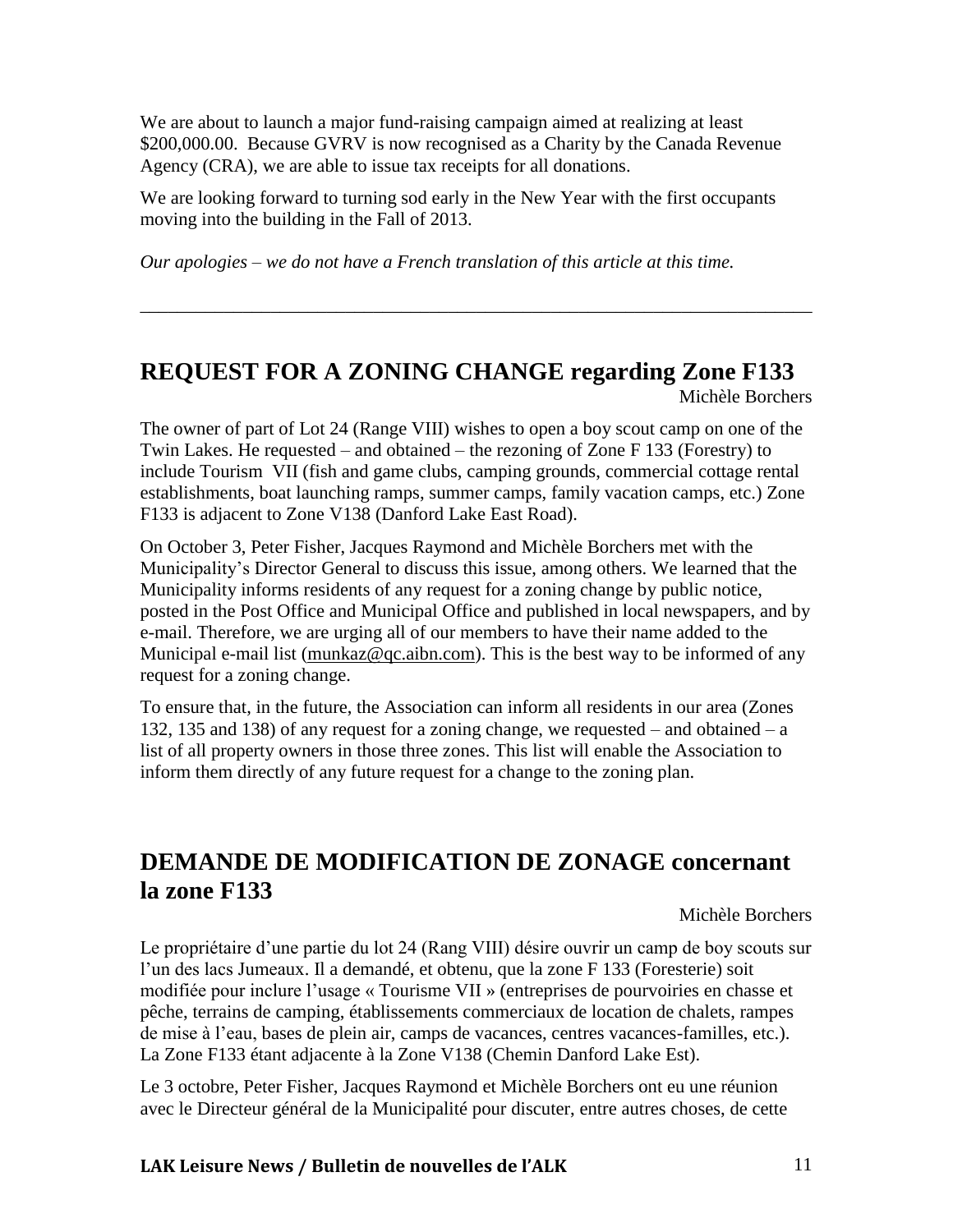We are about to launch a major fund-raising campaign aimed at realizing at least $200,000.00. Because GVRV is now recognised as a Charity by the Canada Revenue Agency (CRA), we are able to issue tax receipts for all donations.

We are looking forward to turning sod early in the New Year with the first occupants moving into the building in the Fall of 2013.

*Our apologies – we do not have a French translation of this article at this time.*

---

## REQUEST FOR A ZONING CHANGE regarding Zone F133

Michèle Borchers

The owner of part of Lot 24 (Range VIII) wishes to open a boy scout camp on one of the Twin Lakes. He requested – and obtained – the rezoning of Zone F 133 (Forestry) to include Tourism VII (fish and game clubs, camping grounds, commercial cottage rental establishments, boat launching ramps, summer camps, family vacation camps, etc.) Zone F133 is adjacent to Zone V138 (Danford Lake East Road).

On October 3, Peter Fisher, Jacques Raymond and Michèle Borchers met with the Municipality's Director General to discuss this issue, among others. We learned that the Municipality informs residents of any request for a zoning change by public notice, posted in the Post Office and Municipal Office and published in local newspapers, and by e-mail. Therefore, we are urging all of our members to have their name added to the Municipal e-mail list (munkaz@qc.aibn.com). This is the best way to be informed of any request for a zoning change.

To ensure that, in the future, the Association can inform all residents in our area (Zones 132, 135 and 138) of any request for a zoning change, we requested – and obtained – a list of all property owners in those three zones. This list will enable the Association to inform them directly of any future request for a change to the zoning plan.

## DEMANDE DE MODIFICATION DE ZONAGE concernant la zone F133

Michèle Borchers

Le propriétaire d'une partie du lot 24 (Rang VIII) désire ouvrir un camp de boy scouts sur l'un des lacs Jumeaux. Il a demandé, et obtenu, que la zone F 133 (Foresterie) soit modifiée pour inclure l'usage « Tourisme VII » (entreprises de pourvoiries en chasse et pêche, terrains de camping, établissements commerciaux de location de chalets, rampes de mise à l'eau, bases de plein air, camps de vacances, centres vacances-familles, etc.). La Zone F133 étant adjacente à la Zone V138 (Chemin Danford Lake Est).

Le 3 octobre, Peter Fisher, Jacques Raymond et Michèle Borchers ont eu une réunion avec le Directeur général de la Municipalité pour discuter, entre autres choses, de cette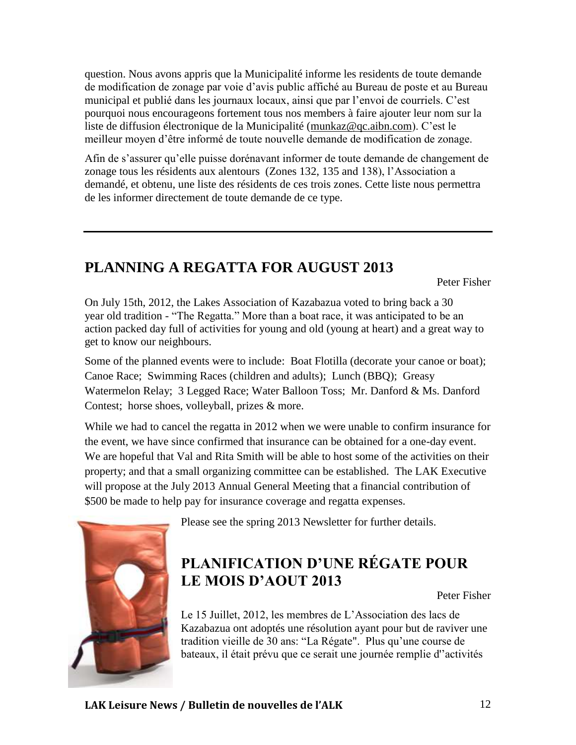question. Nous avons appris que la Municipalité informe les residents de toute demande de modification de zonage par voie d'avis public affiché au Bureau de poste et au Bureau municipal et publié dans les journaux locaux, ainsi que par l'envoi de courriels. C'est pourquoi nous encourageons fortement tous nos members à faire ajouter leur nom sur la liste de diffusion électronique de la Municipalité (munkaz@qc.aibn.com). C'est le meilleur moyen d'être informé de toute nouvelle demande de modification de zonage.

Afin de s'assurer qu'elle puisse dorénavant informer de toute demande de changement de zonage tous les résidents aux alentours (Zones 132, 135 and 138), l'Association a demandé, et obtenu, une liste des résidents de ces trois zones. Cette liste nous permettra de les informer directement de toute demande de ce type.

---

## PLANNING A REGATTA FOR AUGUST 2013

Peter Fisher

On July 15th, 2012, the Lakes Association of Kazabazua voted to bring back a 30 year old tradition - "The Regatta." More than a boat race, it was anticipated to be an action packed day full of activities for young and old (young at heart) and a great way to get to know our neighbours.

Some of the planned events were to include: Boat Flotilla (decorate your canoe or boat); Canoe Race; Swimming Races (children and adults); Lunch (BBQ); Greasy Watermelon Relay; 3 Legged Race; Water Balloon Toss; Mr. Danford & Ms. Danford Contest; horse shoes, volleyball, prizes & more.

While we had to cancel the regatta in 2012 when we were unable to confirm insurance for the event, we have since confirmed that insurance can be obtained for a one-day event. We are hopeful that Val and Rita Smith will be able to host some of the activities on their property; and that a small organizing committee can be established. The LAK Executive will propose at the July 2013 Annual General Meeting that a financial contribution of $500 be made to help pay for insurance coverage and regatta expenses.

Please see the spring 2013 Newsletter for further details.

## PLANIFICATION D'UNE RÉGATE POUR LE MOIS D'AOUT 2013

Peter Fisher

Le 15 Juillet, 2012, les membres de L'Association des lacs de Kazabazua ont adoptés une résolution ayant pour but de raviver une tradition vieille de 30 ans: "La Régate". Plus qu'une course de bateaux, il était prévu que ce serait une journée remplie d''activités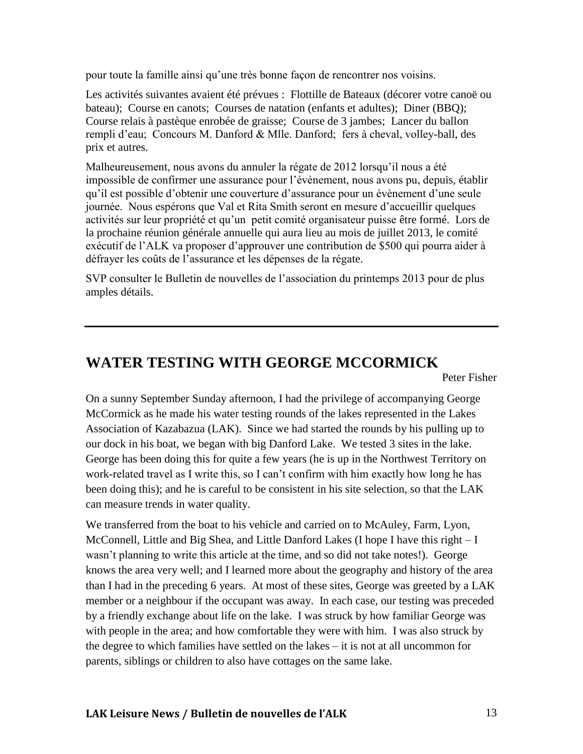pour toute la famille ainsi qu’une très bonne façon de rencontrer nos voisins.

Les activités suivantes avaient été prévues : Flottille de Bateaux (décorer votre canoë ou bateau); Course en canots; Courses de natation (enfants et adultes); Diner (BBQ); Course relais à pastèque enrobée de graisse; Course de 3 jambes; Lancer du ballon rempli d’eau; Concours M. Danford & Mlle. Danford; fers à cheval, volley-ball, des prix et autres.

Malheureusement, nous avons du annuler la régate de 2012 lorsqu’il nous a été impossible de confirmer une assurance pour l’évènement, nous avons pu, depuis, établir qu’il est possible d’obtenir une couverture d’assurance pour un évènement d’une seule journée. Nous espérons que Val et Rita Smith seront en mesure d’accueillir quelques activités sur leur propriété et qu’un petit comité organisateur puisse être formé. Lors de la prochaine réunion générale annuelle qui aura lieu au mois de juillet 2013, le comité exécutif de l’ALK va proposer d’approuver une contribution de $500 qui pourra aider à défrayer les coûts de l’assurance et les dépenses de la régate.

SVP consulter le Bulletin de nouvelles de l’association du printemps 2013 pour de plus amples détails.

---

## WATER TESTING WITH GEORGE MCCORMICK

Peter Fisher

On a sunny September Sunday afternoon, I had the privilege of accompanying George McCormick as he made his water testing rounds of the lakes represented in the Lakes Association of Kazabazua (LAK). Since we had started the rounds by his pulling up to our dock in his boat, we began with big Danford Lake. We tested 3 sites in the lake. George has been doing this for quite a few years (he is up in the Northwest Territory on work-related travel as I write this, so I can’t confirm with him exactly how long he has been doing this); and he is careful to be consistent in his site selection, so that the LAK can measure trends in water quality.

We transferred from the boat to his vehicle and carried on to McAuley, Farm, Lyon, McConnell, Little and Big Shea, and Little Danford Lakes (I hope I have this right – I wasn’t planning to write this article at the time, and so did not take notes!). George knows the area very well; and I learned more about the geography and history of the area than I had in the preceding 6 years. At most of these sites, George was greeted by a LAK member or a neighbour if the occupant was away. In each case, our testing was preceded by a friendly exchange about life on the lake. I was struck by how familiar George was with people in the area; and how comfortable they were with him. I was also struck by the degree to which families have settled on the lakes – it is not at all uncommon for parents, siblings or children to also have cottages on the same lake.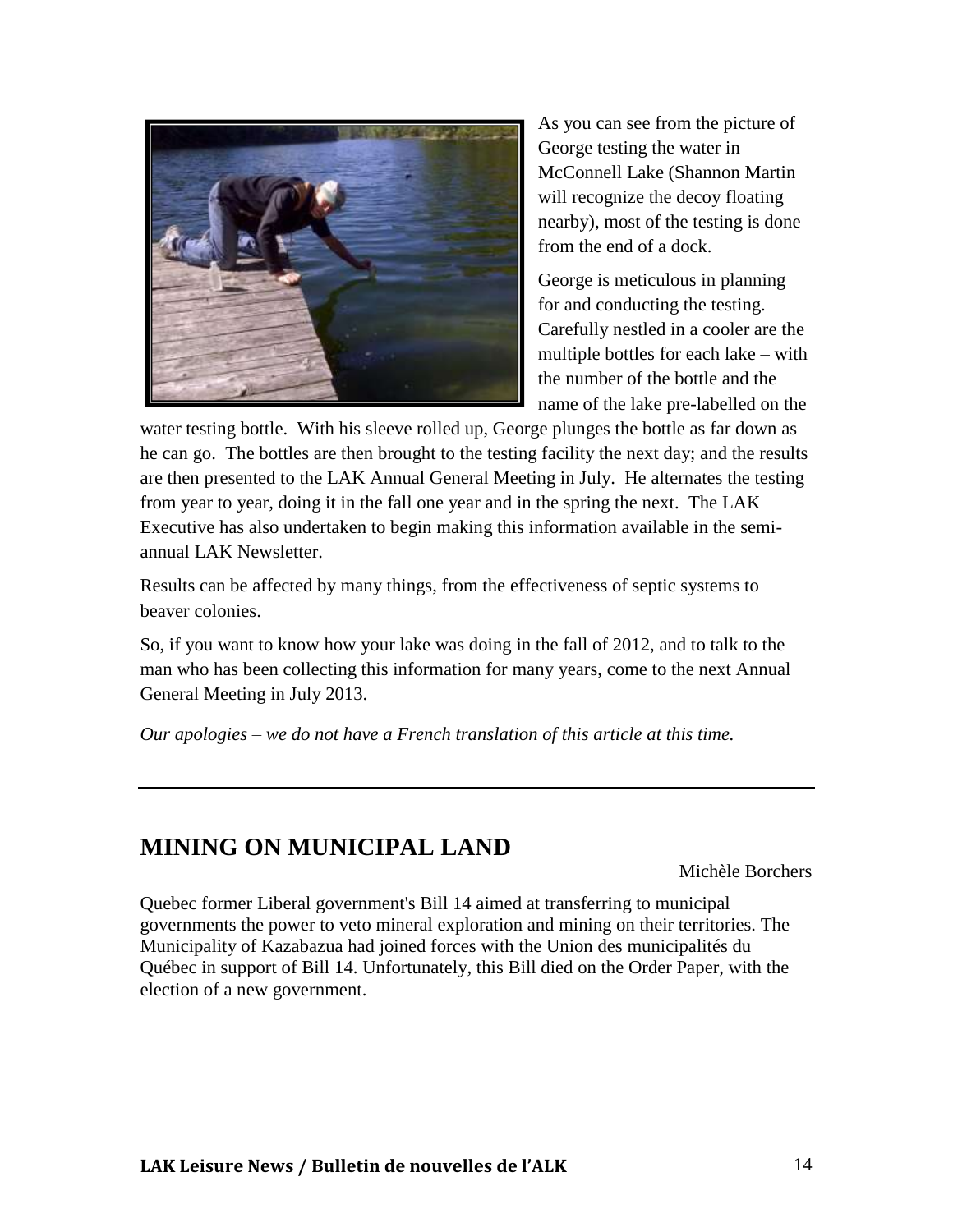As you can see from the picture of George testing the water in McConnell Lake (Shannon Martin will recognize the decoy floating nearby), most of the testing is done from the end of a dock.

George is meticulous in planning for and conducting the testing. Carefully nestled in a cooler are the multiple bottles for each lake – with the number of the bottle and the name of the lake pre-labelled on the water testing bottle. With his sleeve rolled up, George plunges the bottle as far down as he can go. The bottles are then brought to the testing facility the next day; and the results are then presented to the LAK Annual General Meeting in July. He alternates the testing from year to year, doing it in the fall one year and in the spring the next. The LAK Executive has also undertaken to begin making this information available in the semi-annual LAK Newsletter.

Results can be affected by many things, from the effectiveness of septic systems to beaver colonies.

So, if you want to know how your lake was doing in the fall of 2012, and to talk to the man who has been collecting this information for many years, come to the next Annual General Meeting in July 2013.

*Our apologies – we do not have a French translation of this article at this time.*

---

## MINING ON MUNICIPAL LAND

Michèle Borchers

Quebec former Liberal government's Bill 14 aimed at transferring to municipal governments the power to veto mineral exploration and mining on their territories. The Municipality of Kazabazua had joined forces with the Union des municipalités du Québec in support of Bill 14. Unfortunately, this Bill died on the Order Paper, with the election of a new government.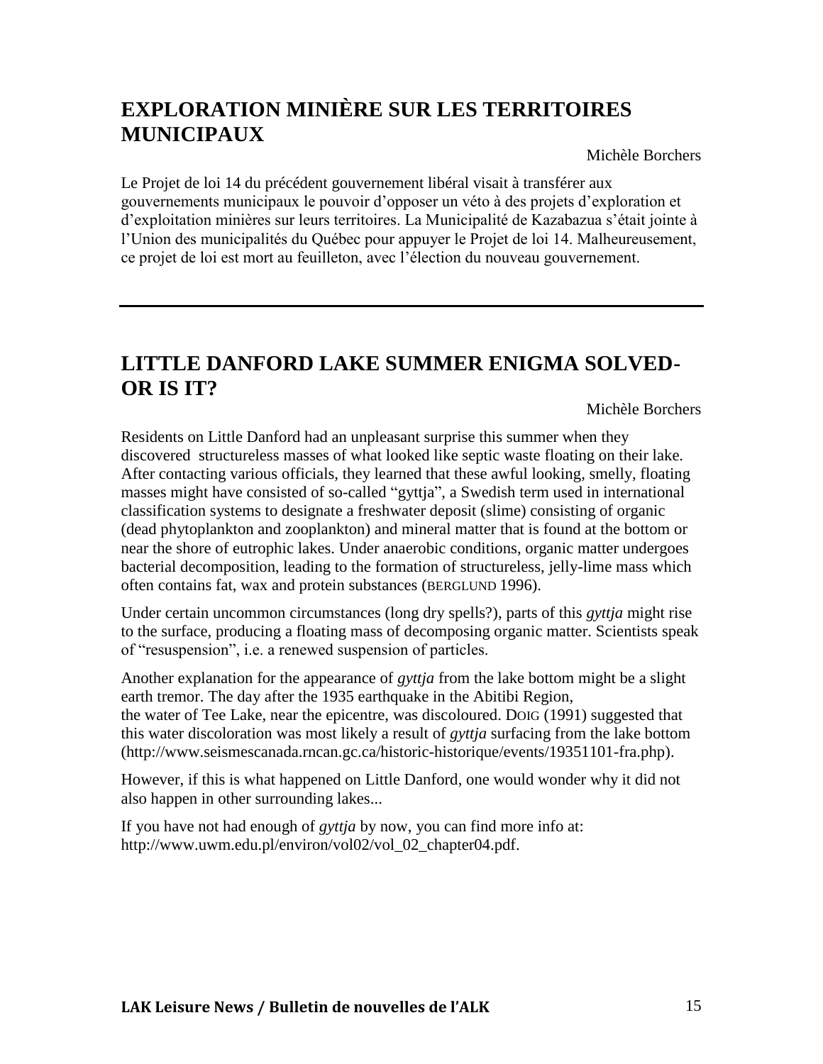## EXPLORATION MINIÈRE SUR LES TERRITOIRES MUNICIPAUX

Michèle Borchers

Le Projet de loi 14 du précédent gouvernement libéral visait à transférer aux gouvernements municipaux le pouvoir d'opposer un véto à des projets d'exploration et d'exploitation minières sur leurs territoires. La Municipalité de Kazabazua s'était jointe à l'Union des municipalités du Québec pour appuyer le Projet de loi 14. Malheureusement, ce projet de loi est mort au feuilleton, avec l'élection du nouveau gouvernement.

---

## LITTLE DANFORD LAKE SUMMER ENIGMA SOLVED-OR IS IT?

Michèle Borchers

Residents on Little Danford had an unpleasant surprise this summer when they discovered structureless masses of what looked like septic waste floating on their lake. After contacting various officials, they learned that these awful looking, smelly, floating masses might have consisted of so-called "gyttja", a Swedish term used in international classification systems to designate a freshwater deposit (slime) consisting of organic (dead phytoplankton and zooplankton) and mineral matter that is found at the bottom or near the shore of eutrophic lakes. Under anaerobic conditions, organic matter undergoes bacterial decomposition, leading to the formation of structureless, jelly-lime mass which often contains fat, wax and protein substances (BERGLUND 1996).

Under certain uncommon circumstances (long dry spells?), parts of this *gyttja* might rise to the surface, producing a floating mass of decomposing organic matter. Scientists speak of "resuspension", i.e. a renewed suspension of particles.

Another explanation for the appearance of *gyttja* from the lake bottom might be a slight earth tremor. The day after the 1935 earthquake in the Abitibi Region, the water of Tee Lake, near the epicentre, was discoloured. DOIG (1991) suggested that this water discoloration was most likely a result of *gyttja* surfacing from the lake bottom (http://www.seismescanada.rncan.gc.ca/historic-historique/events/19351101-fra.php).

However, if this is what happened on Little Danford, one would wonder why it did not also happen in other surrounding lakes...

If you have not had enough of *gyttja* by now, you can find more info at: http://www.uwm.edu.pl/environ/vol02/vol_02_chapter04.pdf.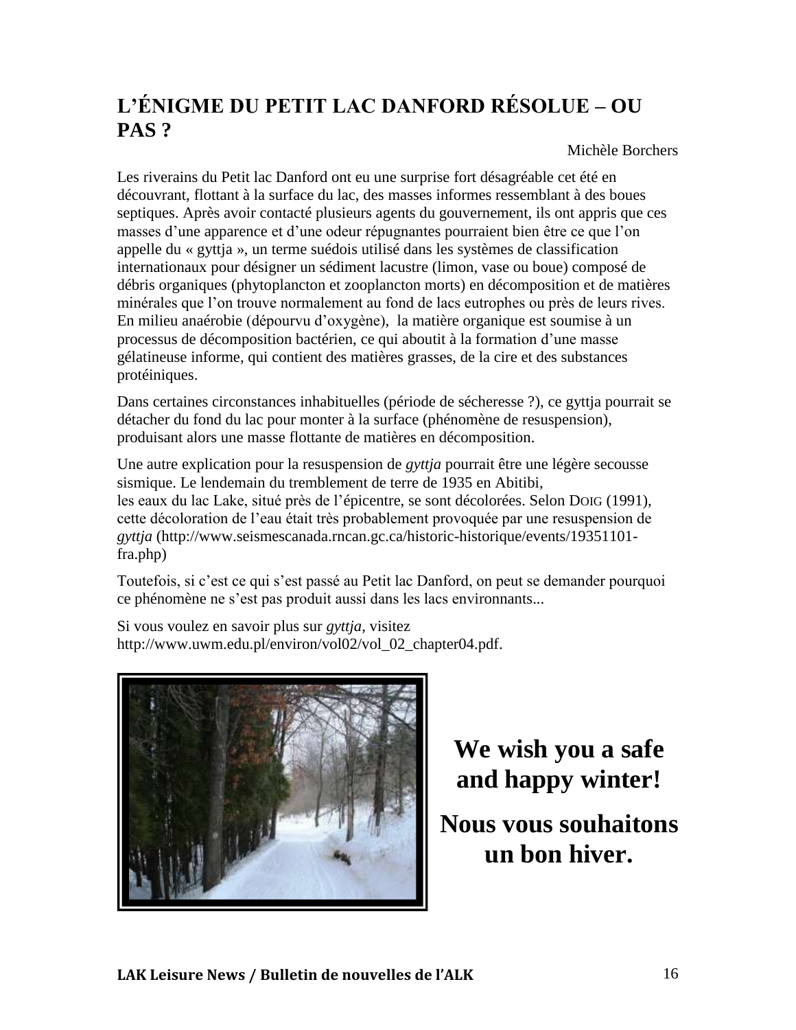# L'ÉNIGME DU PETIT LAC DANFORD RÉSOLUE – OU PAS ?

Michèle Borchers

Les riverains du Petit lac Danford ont eu une surprise fort désagréable cet été en découvrant, flottant à la surface du lac, des masses informes ressemblant à des boues septiques. Après avoir contacté plusieurs agents du gouvernement, ils ont appris que ces masses d'une apparence et d'une odeur répugnantes pourraient bien être ce que l'on appelle du « gyttja », un terme suédois utilisé dans les systèmes de classification internationaux pour désigner un sédiment lacustre (limon, vase ou boue) composé de débris organiques (phytoplancton et zooplancton morts) en décomposition et de matières minérales que l'on trouve normalement au fond de lacs eutrophes ou près de leurs rives. En milieu anaérobie (dépourvu d'oxygène), la matière organique est soumise à un processus de décomposition bactérien, ce qui aboutit à la formation d'une masse gélatineuse informe, qui contient des matières grasses, de la cire et des substances protéiniques.

Dans certaines circonstances inhabituelles (période de sécheresse ?), ce gyttja pourrait se détacher du fond du lac pour monter à la surface (phénomène de resuspension), produisant alors une masse flottante de matières en décomposition.

Une autre explication pour la resuspension de *gyttja* pourrait être une légère secousse sismique. Le lendemain du tremblement de terre de 1935 en Abitibi, les eaux du lac Lake, situé près de l'épicentre, se sont décolorées. Selon DOIG (1991), cette décoloration de l'eau était très probablement provoquée par une resuspension de *gyttja* (http://www.seismescanada.rncan.gc.ca/historic-historique/events/19351101-fra.php)

Toutefois, si c'est ce qui s'est passé au Petit lac Danford, on peut se demander pourquoi ce phénomène ne s'est pas produit aussi dans les lacs environnants...

Si vous voulez en savoir plus sur *gyttja*, visitez http://www.uwm.edu.pl/environ/vol02/vol_02_chapter04.pdf.

**We wish you a safe and happy winter!**

**Nous vous souhaitons un bon hiver.**